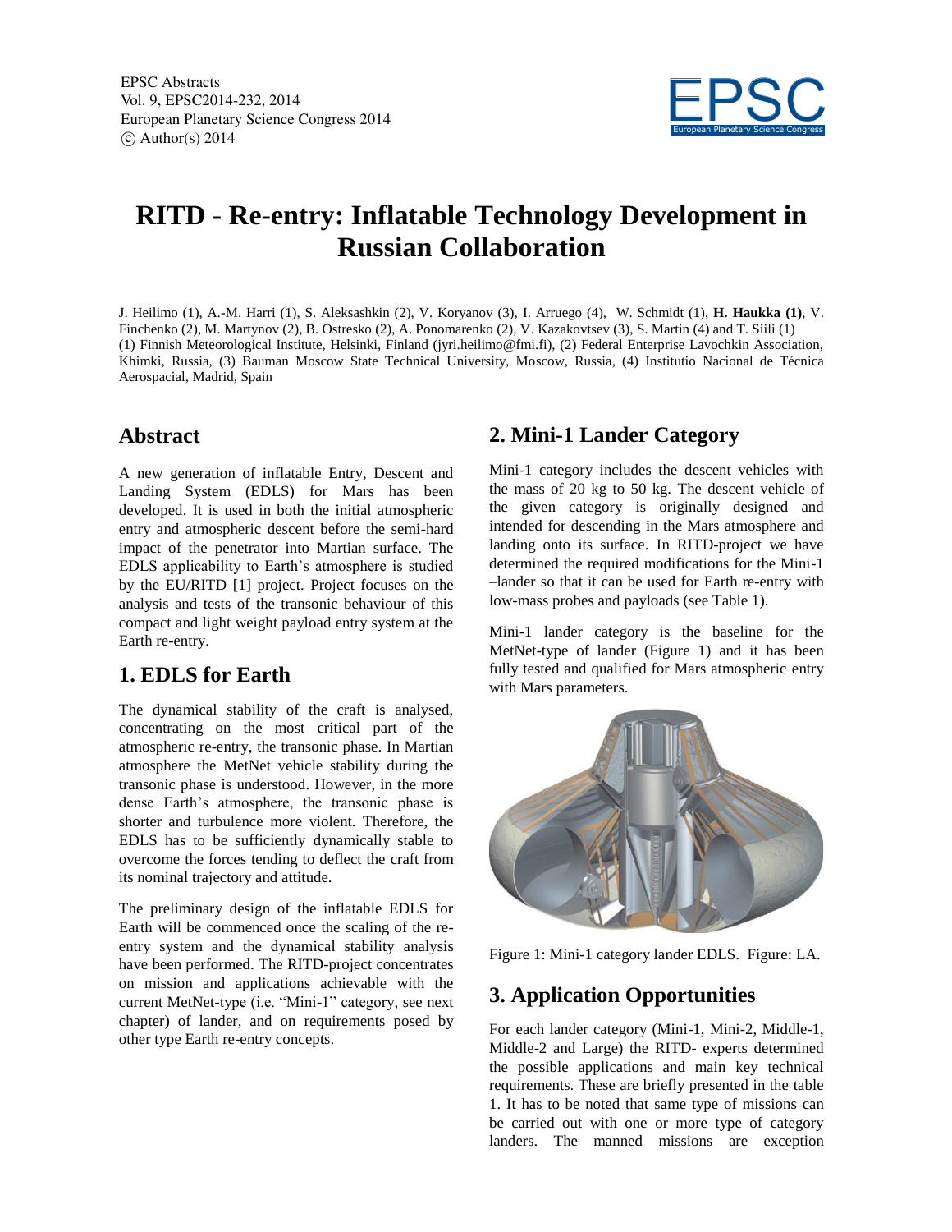# RITD - Re-entry: Inflatable Technology Development in Russian Collaboration

J. Heilimo (1), A.-M. Harri (1), S. Aleksashkin (2), V. Koryanov (3), I. Arruego (4), W. Schmidt (1), **H. Haukka (1)**, V. Finchenko (2), M. Martynov (2), B. Ostresko (2), A. Ponomarenko (2), V. Kazakovtsev (3), S. Martin (4) and T. Siili (1)
(1) Finnish Meteorological Institute, Helsinki, Finland (jyri.heilimo@fmi.fi), (2) Federal Enterprise Lavochkin Association, Khimki, Russia, (3) Bauman Moscow State Technical University, Moscow, Russia, (4) Institutio Nacional de Técnica Aerospacial, Madrid, Spain

## Abstract

A new generation of inflatable Entry, Descent and Landing System (EDLS) for Mars has been developed. It is used in both the initial atmospheric entry and atmospheric descent before the semi-hard impact of the penetrator into Martian surface. The EDLS applicability to Earth's atmosphere is studied by the EU/RITD [1] project. Project focuses on the analysis and tests of the transonic behaviour of this compact and light weight payload entry system at the Earth re-entry.

## 1. EDLS for Earth

The dynamical stability of the craft is analysed, concentrating on the most critical part of the atmospheric re-entry, the transonic phase. In Martian atmosphere the MetNet vehicle stability during the transonic phase is understood. However, in the more dense Earth's atmosphere, the transonic phase is shorter and turbulence more violent. Therefore, the EDLS has to be sufficiently dynamically stable to overcome the forces tending to deflect the craft from its nominal trajectory and attitude.

The preliminary design of the inflatable EDLS for Earth will be commenced once the scaling of the re-entry system and the dynamical stability analysis have been performed. The RITD-project concentrates on mission and applications achievable with the current MetNet-type (i.e. "Mini-1" category, see next chapter) of lander, and on requirements posed by other type Earth re-entry concepts.

## 2. Mini-1 Lander Category

Mini-1 category includes the descent vehicles with the mass of 20 kg to 50 kg. The descent vehicle of the given category is originally designed and intended for descending in the Mars atmosphere and landing onto its surface. In RITD-project we have determined the required modifications for the Mini-1 –lander so that it can be used for Earth re-entry with low-mass probes and payloads (see Table 1).

Mini-1 lander category is the baseline for the MetNet-type of lander (Figure 1) and it has been fully tested and qualified for Mars atmospheric entry with Mars parameters.

Figure 1: Mini-1 category lander EDLS. Figure: LA.

## 3. Application Opportunities

For each lander category (Mini-1, Mini-2, Middle-1, Middle-2 and Large) the RITD- experts determined the possible applications and main key technical requirements. These are briefly presented in the table 1. It has to be noted that same type of missions can be carried out with one or more type of category landers. The manned missions are exception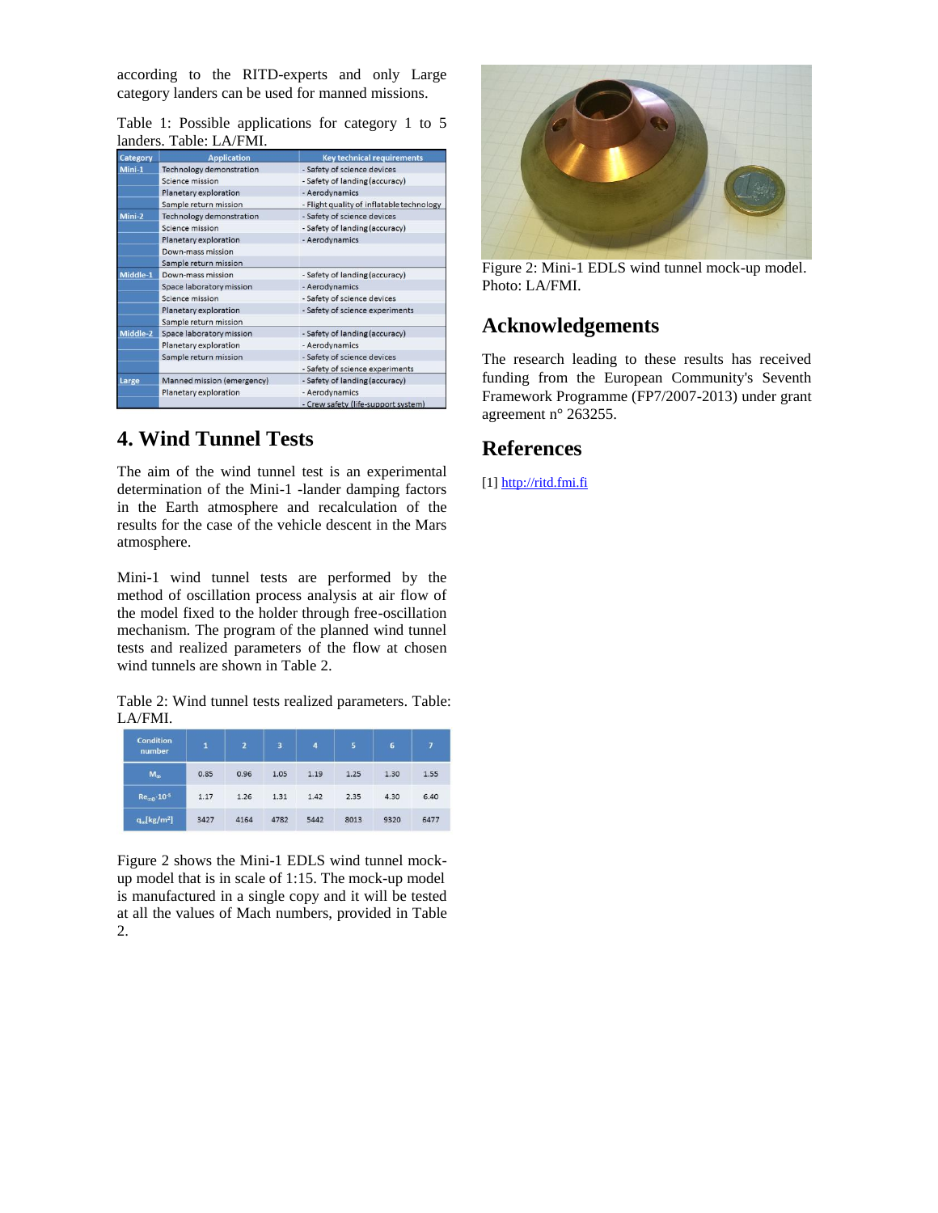according to the RITD-experts and only Large category landers can be used for manned missions.

Table 1: Possible applications for category 1 to 5 landers. Table: LA/FMI.

| Category | Application | Key technical requirements |
|---|---|---|
| Mini-1 | Technology demonstration | - Safety of science devices |
| | Science mission | - Safety of landing (accuracy) |
| | Planetary exploration | - Aerodynamics |
| | Sample return mission | - Flight quality of inflatable technology |
| Mini-2 | Technology demonstration | - Safety of science devices |
| | Science mission | - Safety of landing (accuracy) |
| | Planetary exploration | - Aerodynamics |
| | Down-mass mission | |
| | Sample return mission | |
| Middle-1 | Down-mass mission | - Safety of landing (accuracy) |
| | Space laboratory mission | - Aerodynamics |
| | Science mission | - Safety of science devices |
| | Planetary exploration | - Safety of science experiments |
| | Sample return mission | |
| Middle-2 | Space laboratory mission | - Safety of landing (accuracy) |
| | Planetary exploration | - Aerodynamics |
| | Sample return mission | - Safety of science devices |
| | | - Safety of science experiments |
| Large | Manned mission (emergency) | - Safety of landing (accuracy) |
| | Planetary exploration | - Aerodynamics |
| | | - Crew safety (life-support system) |

## 4. Wind Tunnel Tests

The aim of the wind tunnel test is an experimental determination of the Mini-1 -lander damping factors in the Earth atmosphere and recalculation of the results for the case of the vehicle descent in the Mars atmosphere.

Mini-1 wind tunnel tests are performed by the method of oscillation process analysis at air flow of the model fixed to the holder through free-oscillation mechanism. The program of the planned wind tunnel tests and realized parameters of the flow at chosen wind tunnels are shown in Table 2.

Table 2: Wind tunnel tests realized parameters. Table: LA/FMI.

| Condition number | 1 | 2 | 3 | 4 | 5 | 6 | 7 |
|---|---|---|---|---|---|---|---|
| $M_\infty$ | 0.85 | 0.96 | 1.05 | 1.19 | 1.25 | 1.30 | 1.55 |
| $Re_{\infty D}\cdot 10^{-5}$ | 1.17 | 1.26 | 1.31 | 1.42 | 2.35 | 4.30 | 6.40 |
| $q_\infty$[kg/m$^2$] | 3427 | 4164 | 4782 | 5442 | 8013 | 9320 | 6477 |

Figure 2 shows the Mini-1 EDLS wind tunnel mock-up model that is in scale of 1:15. The mock-up model is manufactured in a single copy and it will be tested at all the values of Mach numbers, provided in Table 2.

Figure 2: Mini-1 EDLS wind tunnel mock-up model. Photo: LA/FMI.

## Acknowledgements

The research leading to these results has received funding from the European Community's Seventh Framework Programme (FP7/2007-2013) under grant agreement n° 263255.

## References

[1] http://ritd.fmi.fi